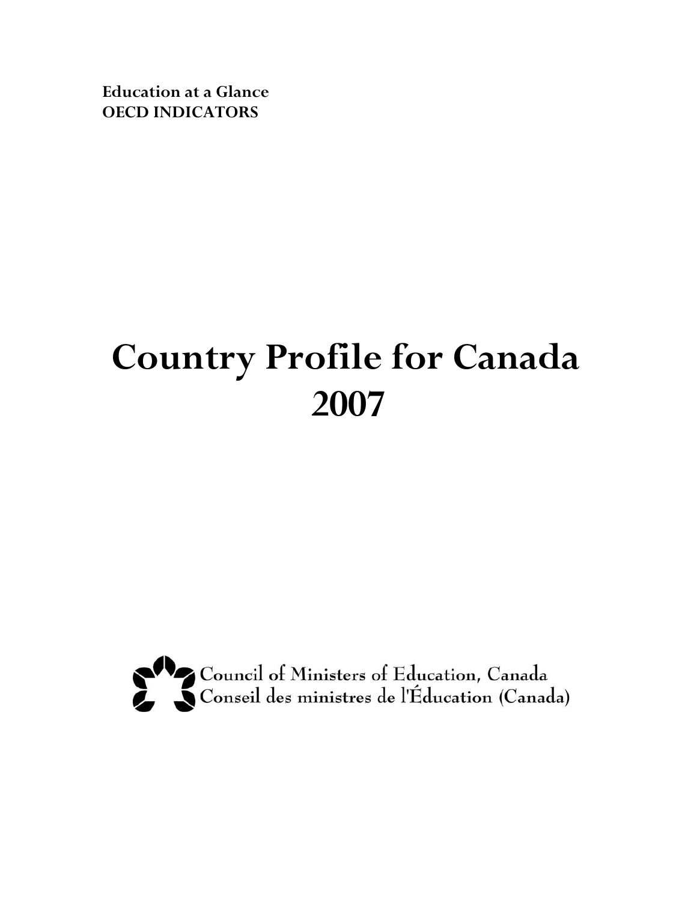**Education at a Glance**
**OECD INDICATORS**

# Country Profile for Canada 2007

Council of Ministers of Education, Canada
Conseil des ministres de l'Éducation (Canada)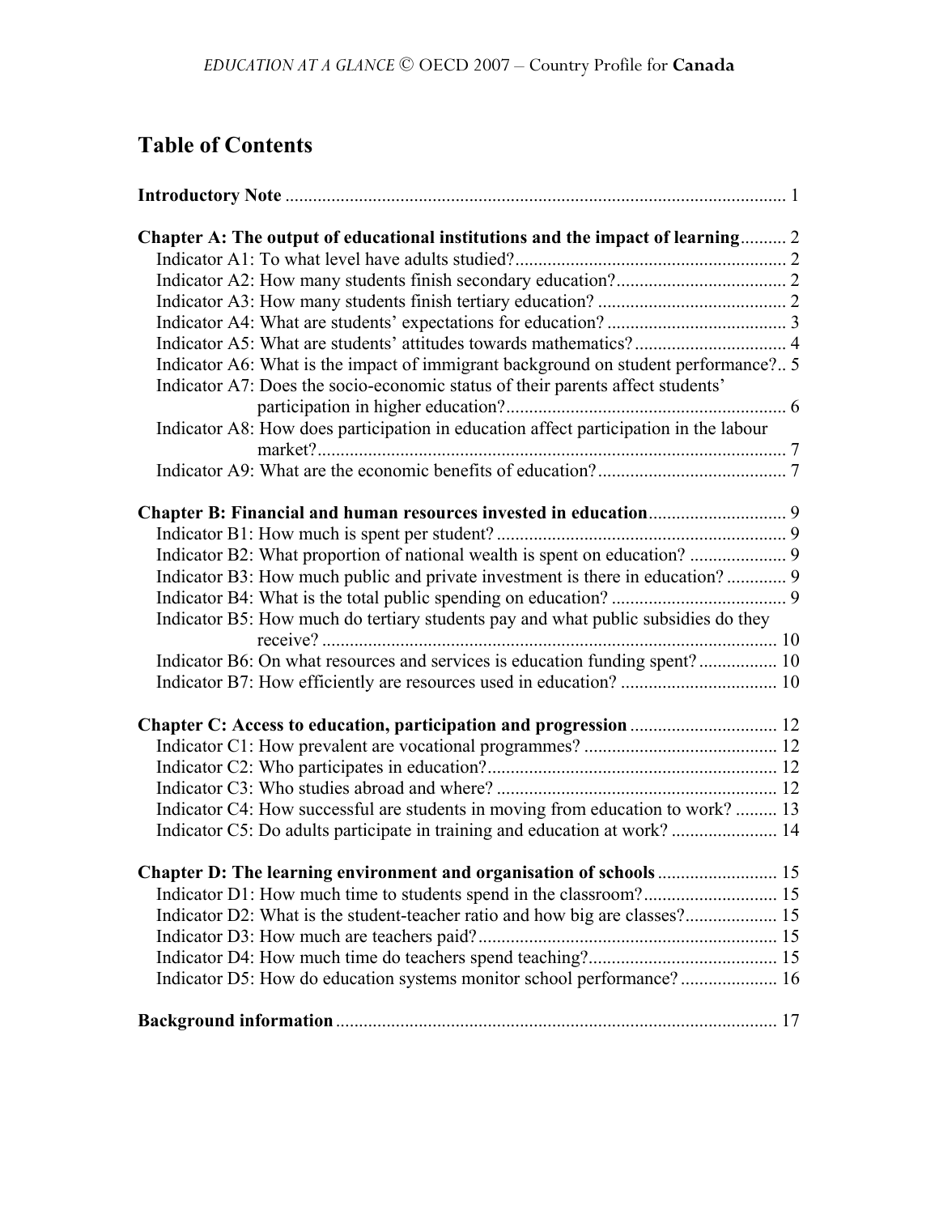## Table of Contents

**Introductory Note** ............................................................................................................. 1

**Chapter A: The output of educational institutions and the impact of learning**.......... 2

- Indicator A1: To what level have adults studied?........................................................... 2
- Indicator A2: How many students finish secondary education?..................................... 2
- Indicator A3: How many students finish tertiary education? ......................................... 2
- Indicator A4: What are students' expectations for education? ....................................... 3
- Indicator A5: What are students' attitudes towards mathematics?................................. 4
- Indicator A6: What is the impact of immigrant background on student performance?.. 5
- Indicator A7: Does the socio-economic status of their parents affect students' participation in higher education?............................................................. 6
- Indicator A8: How does participation in education affect participation in the labour market?...................................................................................................... 7
- Indicator A9: What are the economic benefits of education?......................................... 7

**Chapter B: Financial and human resources invested in education**.............................. 9

- Indicator B1: How much is spent per student? ............................................................... 9
- Indicator B2: What proportion of national wealth is spent on education? ..................... 9
- Indicator B3: How much public and private investment is there in education? ............. 9
- Indicator B4: What is the total public spending on education? ...................................... 9
- Indicator B5: How much do tertiary students pay and what public subsidies do they receive? ................................................................................................... 10
- Indicator B6: On what resources and services is education funding spent? ................. 10
- Indicator B7: How efficiently are resources used in education? .................................. 10

**Chapter C: Access to education, participation and progression** ................................ 12

- Indicator C1: How prevalent are vocational programmes? .......................................... 12
- Indicator C2: Who participates in education?............................................................... 12
- Indicator C3: Who studies abroad and where? ............................................................. 12
- Indicator C4: How successful are students in moving from education to work? ......... 13
- Indicator C5: Do adults participate in training and education at work? ....................... 14

**Chapter D: The learning environment and organisation of schools** .......................... 15

- Indicator D1: How much time to students spend in the classroom?............................. 15
- Indicator D2: What is the student-teacher ratio and how big are classes?.................... 15
- Indicator D3: How much are teachers paid?................................................................. 15
- Indicator D4: How much time do teachers spend teaching?......................................... 15
- Indicator D5: How do education systems monitor school performance? ..................... 16

**Background information** ................................................................................................ 17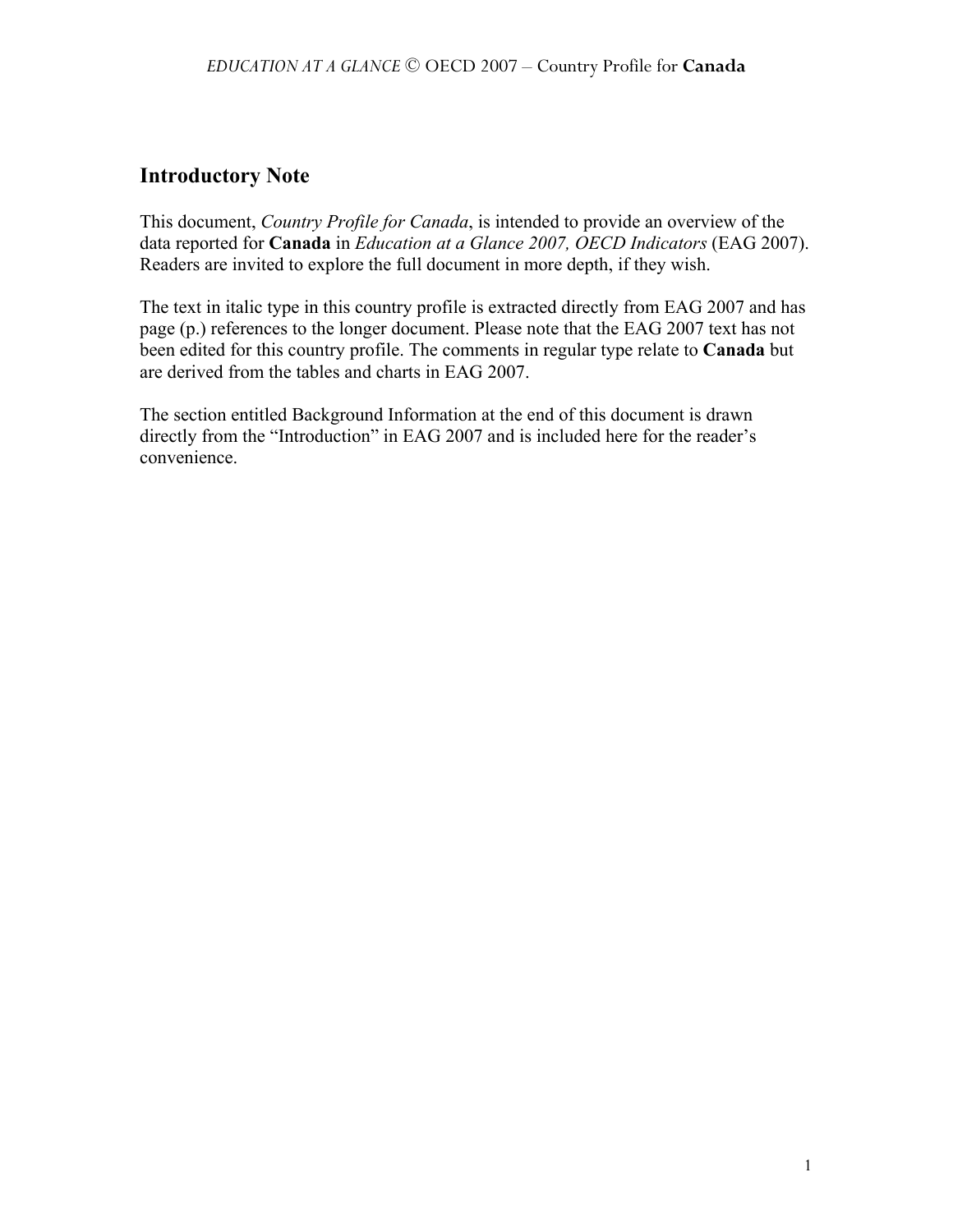## Introductory Note

This document, *Country Profile for Canada*, is intended to provide an overview of the data reported for **Canada** in *Education at a Glance 2007, OECD Indicators* (EAG 2007). Readers are invited to explore the full document in more depth, if they wish.

The text in italic type in this country profile is extracted directly from EAG 2007 and has page (p.) references to the longer document. Please note that the EAG 2007 text has not been edited for this country profile. The comments in regular type relate to **Canada** but are derived from the tables and charts in EAG 2007.

The section entitled Background Information at the end of this document is drawn directly from the "Introduction" in EAG 2007 and is included here for the reader's convenience.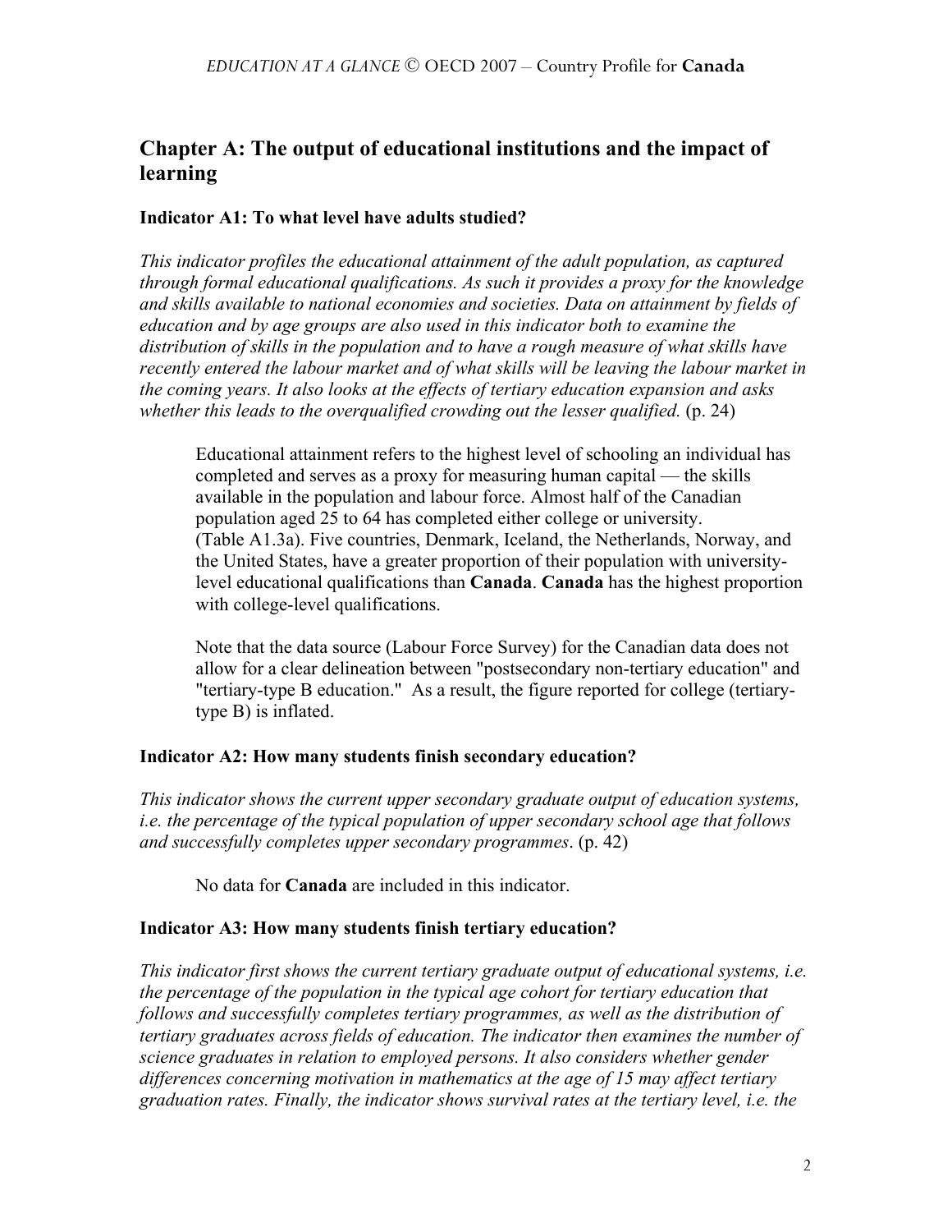## Chapter A: The output of educational institutions and the impact of learning

### Indicator A1: To what level have adults studied?

*This indicator profiles the educational attainment of the adult population, as captured through formal educational qualifications. As such it provides a proxy for the knowledge and skills available to national economies and societies. Data on attainment by fields of education and by age groups are also used in this indicator both to examine the distribution of skills in the population and to have a rough measure of what skills have recently entered the labour market and of what skills will be leaving the labour market in the coming years. It also looks at the effects of tertiary education expansion and asks whether this leads to the overqualified crowding out the lesser qualified.* (p. 24)

Educational attainment refers to the highest level of schooling an individual has completed and serves as a proxy for measuring human capital — the skills available in the population and labour force. Almost half of the Canadian population aged 25 to 64 has completed either college or university. (Table A1.3a). Five countries, Denmark, Iceland, the Netherlands, Norway, and the United States, have a greater proportion of their population with university-level educational qualifications than **Canada**. **Canada** has the highest proportion with college-level qualifications.

Note that the data source (Labour Force Survey) for the Canadian data does not allow for a clear delineation between "postsecondary non-tertiary education" and "tertiary-type B education." As a result, the figure reported for college (tertiary-type B) is inflated.

### Indicator A2: How many students finish secondary education?

*This indicator shows the current upper secondary graduate output of education systems, i.e. the percentage of the typical population of upper secondary school age that follows and successfully completes upper secondary programmes*. (p. 42)

No data for **Canada** are included in this indicator.

### Indicator A3: How many students finish tertiary education?

*This indicator first shows the current tertiary graduate output of educational systems, i.e. the percentage of the population in the typical age cohort for tertiary education that follows and successfully completes tertiary programmes, as well as the distribution of tertiary graduates across fields of education. The indicator then examines the number of science graduates in relation to employed persons. It also considers whether gender differences concerning motivation in mathematics at the age of 15 may affect tertiary graduation rates. Finally, the indicator shows survival rates at the tertiary level, i.e. the*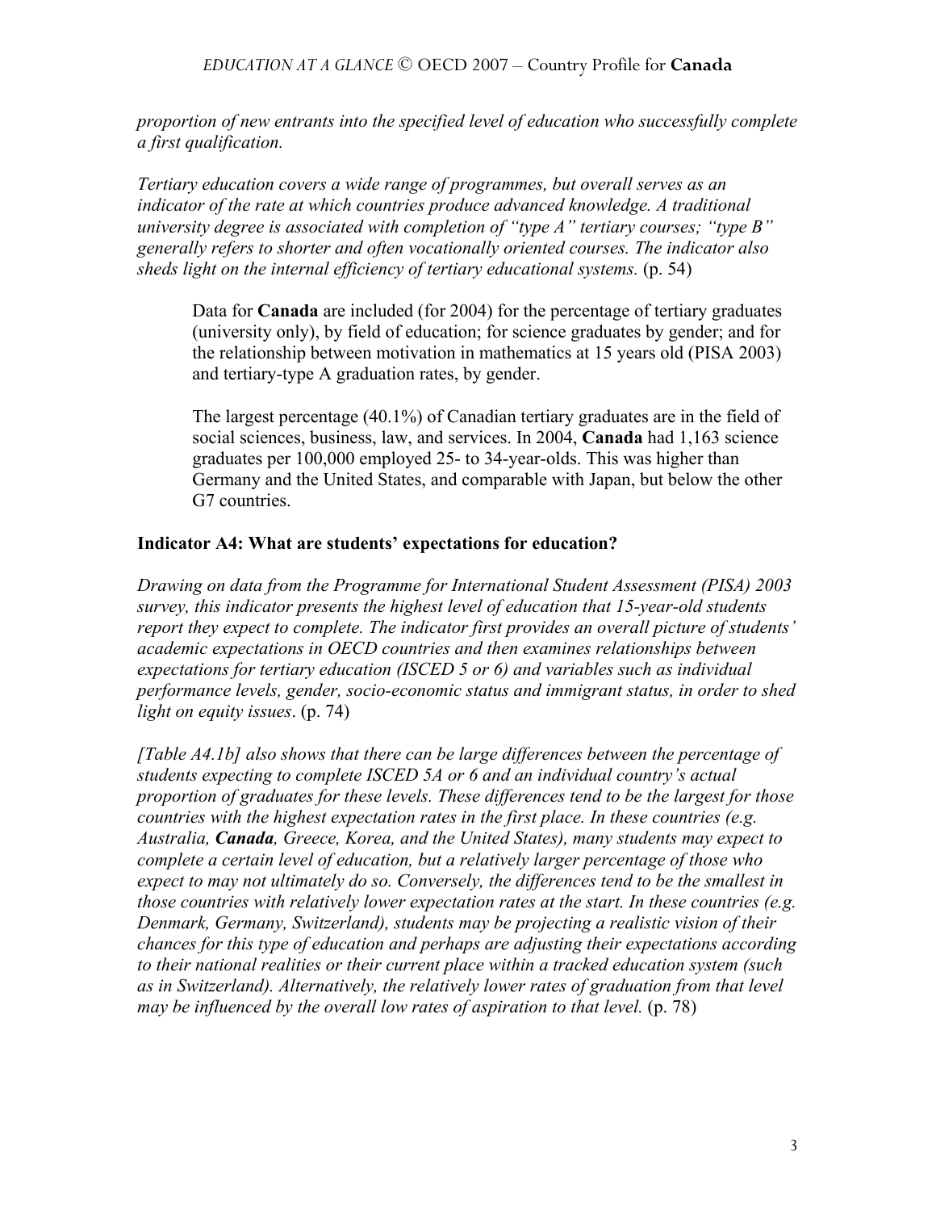*proportion of new entrants into the specified level of education who successfully complete a first qualification.*

*Tertiary education covers a wide range of programmes, but overall serves as an indicator of the rate at which countries produce advanced knowledge. A traditional university degree is associated with completion of "type A" tertiary courses; "type B" generally refers to shorter and often vocationally oriented courses. The indicator also sheds light on the internal efficiency of tertiary educational systems.* (p. 54)

> Data for **Canada** are included (for 2004) for the percentage of tertiary graduates (university only), by field of education; for science graduates by gender; and for the relationship between motivation in mathematics at 15 years old (PISA 2003) and tertiary-type A graduation rates, by gender.
>
> The largest percentage (40.1%) of Canadian tertiary graduates are in the field of social sciences, business, law, and services. In 2004, **Canada** had 1,163 science graduates per 100,000 employed 25- to 34-year-olds. This was higher than Germany and the United States, and comparable with Japan, but below the other G7 countries.

### Indicator A4: What are students' expectations for education?

*Drawing on data from the Programme for International Student Assessment (PISA) 2003 survey, this indicator presents the highest level of education that 15-year-old students report they expect to complete. The indicator first provides an overall picture of students' academic expectations in OECD countries and then examines relationships between expectations for tertiary education (ISCED 5 or 6) and variables such as individual performance levels, gender, socio-economic status and immigrant status, in order to shed light on equity issues*. (p. 74)

*[Table A4.1b] also shows that there can be large differences between the percentage of students expecting to complete ISCED 5A or 6 and an individual country's actual proportion of graduates for these levels. These differences tend to be the largest for those countries with the highest expectation rates in the first place. In these countries (e.g. Australia, **Canada**, Greece, Korea, and the United States), many students may expect to complete a certain level of education, but a relatively larger percentage of those who expect to may not ultimately do so. Conversely, the differences tend to be the smallest in those countries with relatively lower expectation rates at the start. In these countries (e.g. Denmark, Germany, Switzerland), students may be projecting a realistic vision of their chances for this type of education and perhaps are adjusting their expectations according to their national realities or their current place within a tracked education system (such as in Switzerland). Alternatively, the relatively lower rates of graduation from that level may be influenced by the overall low rates of aspiration to that level.* (p. 78)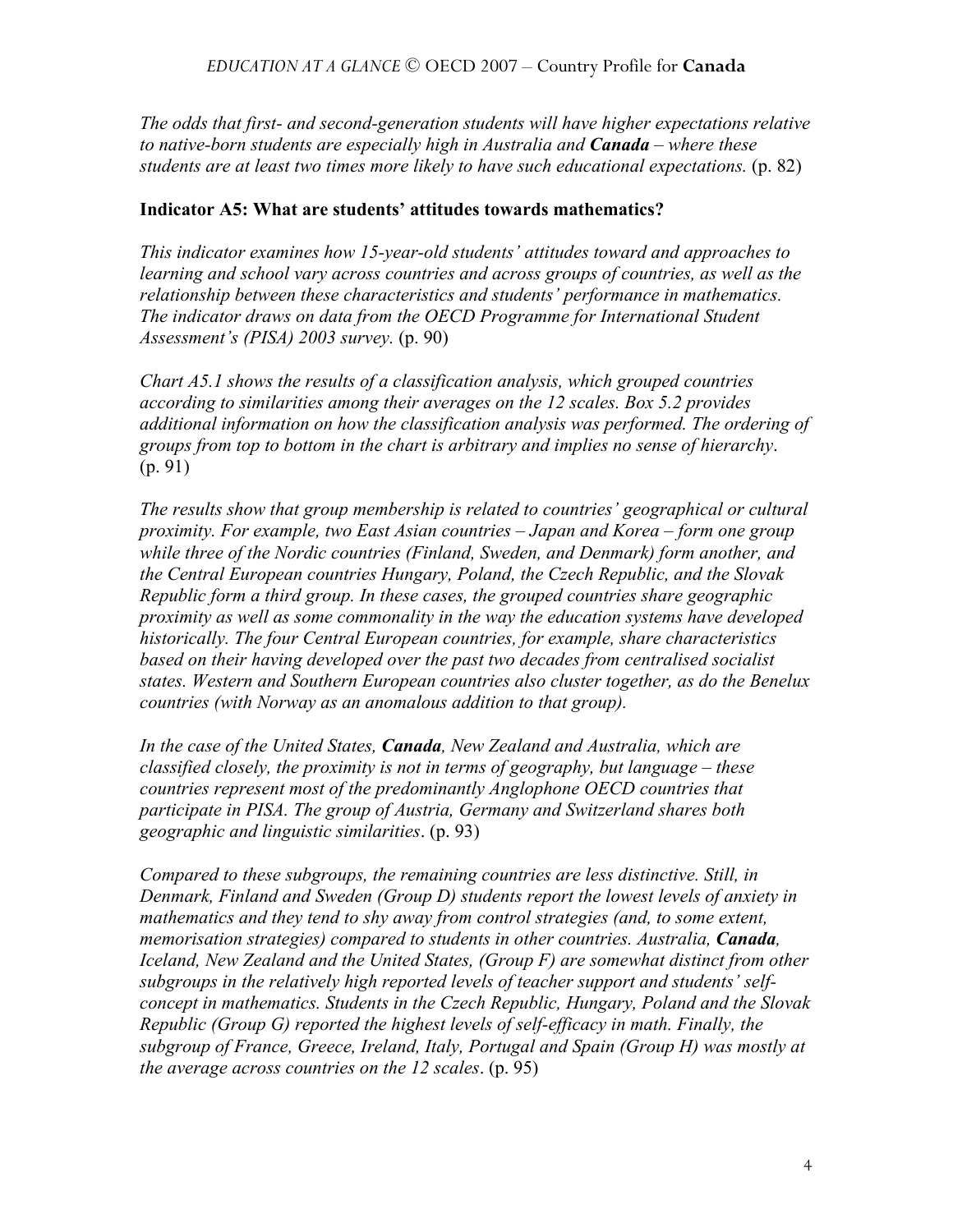*The odds that first- and second-generation students will have higher expectations relative to native-born students are especially high in Australia and **Canada** – where these students are at least two times more likely to have such educational expectations.* (p. 82)

**Indicator A5: What are students' attitudes towards mathematics?**

*This indicator examines how 15-year-old students' attitudes toward and approaches to learning and school vary across countries and across groups of countries, as well as the relationship between these characteristics and students' performance in mathematics. The indicator draws on data from the OECD Programme for International Student Assessment's (PISA) 2003 survey.* (p. 90)

*Chart A5.1 shows the results of a classification analysis, which grouped countries according to similarities among their averages on the 12 scales. Box 5.2 provides additional information on how the classification analysis was performed. The ordering of groups from top to bottom in the chart is arbitrary and implies no sense of hierarchy*. (p. 91)

*The results show that group membership is related to countries' geographical or cultural proximity. For example, two East Asian countries – Japan and Korea – form one group while three of the Nordic countries (Finland, Sweden, and Denmark) form another, and the Central European countries Hungary, Poland, the Czech Republic, and the Slovak Republic form a third group. In these cases, the grouped countries share geographic proximity as well as some commonality in the way the education systems have developed historically. The four Central European countries, for example, share characteristics based on their having developed over the past two decades from centralised socialist states. Western and Southern European countries also cluster together, as do the Benelux countries (with Norway as an anomalous addition to that group).*

*In the case of the United States, **Canada**, New Zealand and Australia, which are classified closely, the proximity is not in terms of geography, but language – these countries represent most of the predominantly Anglophone OECD countries that participate in PISA. The group of Austria, Germany and Switzerland shares both geographic and linguistic similarities*. (p. 93)

*Compared to these subgroups, the remaining countries are less distinctive. Still, in Denmark, Finland and Sweden (Group D) students report the lowest levels of anxiety in mathematics and they tend to shy away from control strategies (and, to some extent, memorisation strategies) compared to students in other countries. Australia, **Canada**, Iceland, New Zealand and the United States, (Group F) are somewhat distinct from other subgroups in the relatively high reported levels of teacher support and students' self-concept in mathematics. Students in the Czech Republic, Hungary, Poland and the Slovak Republic (Group G) reported the highest levels of self-efficacy in math. Finally, the subgroup of France, Greece, Ireland, Italy, Portugal and Spain (Group H) was mostly at the average across countries on the 12 scales*. (p. 95)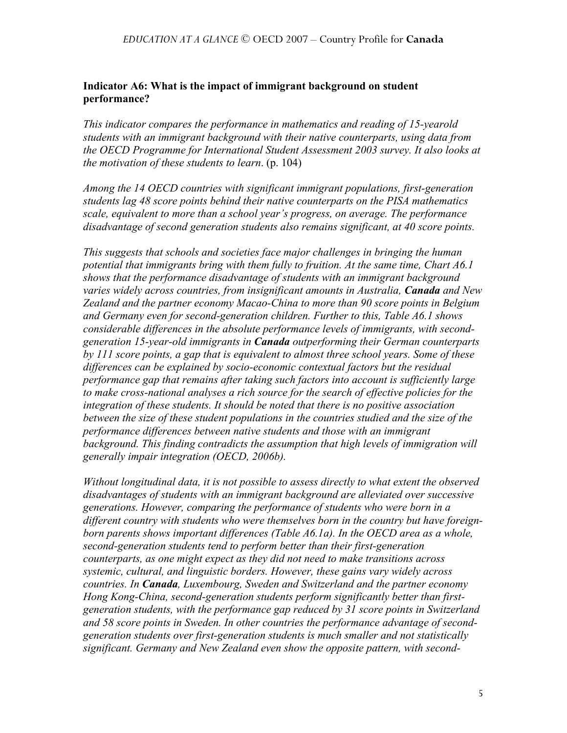**Indicator A6: What is the impact of immigrant background on student performance?**

*This indicator compares the performance in mathematics and reading of 15-yearold students with an immigrant background with their native counterparts, using data from the OECD Programme for International Student Assessment 2003 survey. It also looks at the motivation of these students to learn*. (p. 104)

*Among the 14 OECD countries with significant immigrant populations, first-generation students lag 48 score points behind their native counterparts on the PISA mathematics scale, equivalent to more than a school year's progress, on average. The performance disadvantage of second generation students also remains significant, at 40 score points.*

*This suggests that schools and societies face major challenges in bringing the human potential that immigrants bring with them fully to fruition. At the same time, Chart A6.1 shows that the performance disadvantage of students with an immigrant background varies widely across countries, from insignificant amounts in Australia,* ***Canada*** *and New Zealand and the partner economy Macao-China to more than 90 score points in Belgium and Germany even for second-generation children. Further to this, Table A6.1 shows considerable differences in the absolute performance levels of immigrants, with second-generation 15-year-old immigrants in* ***Canada*** *outperforming their German counterparts by 111 score points, a gap that is equivalent to almost three school years. Some of these differences can be explained by socio-economic contextual factors but the residual performance gap that remains after taking such factors into account is sufficiently large to make cross-national analyses a rich source for the search of effective policies for the integration of these students. It should be noted that there is no positive association between the size of these student populations in the countries studied and the size of the performance differences between native students and those with an immigrant background. This finding contradicts the assumption that high levels of immigration will generally impair integration (OECD, 2006b).*

*Without longitudinal data, it is not possible to assess directly to what extent the observed disadvantages of students with an immigrant background are alleviated over successive generations. However, comparing the performance of students who were born in a different country with students who were themselves born in the country but have foreign-born parents shows important differences (Table A6.1a). In the OECD area as a whole, second-generation students tend to perform better than their first-generation counterparts, as one might expect as they did not need to make transitions across systemic, cultural, and linguistic borders. However, these gains vary widely across countries. In* ***Canada****, Luxembourg, Sweden and Switzerland and the partner economy Hong Kong-China, second-generation students perform significantly better than first-generation students, with the performance gap reduced by 31 score points in Switzerland and 58 score points in Sweden. In other countries the performance advantage of second-generation students over first-generation students is much smaller and not statistically significant. Germany and New Zealand even show the opposite pattern, with second-*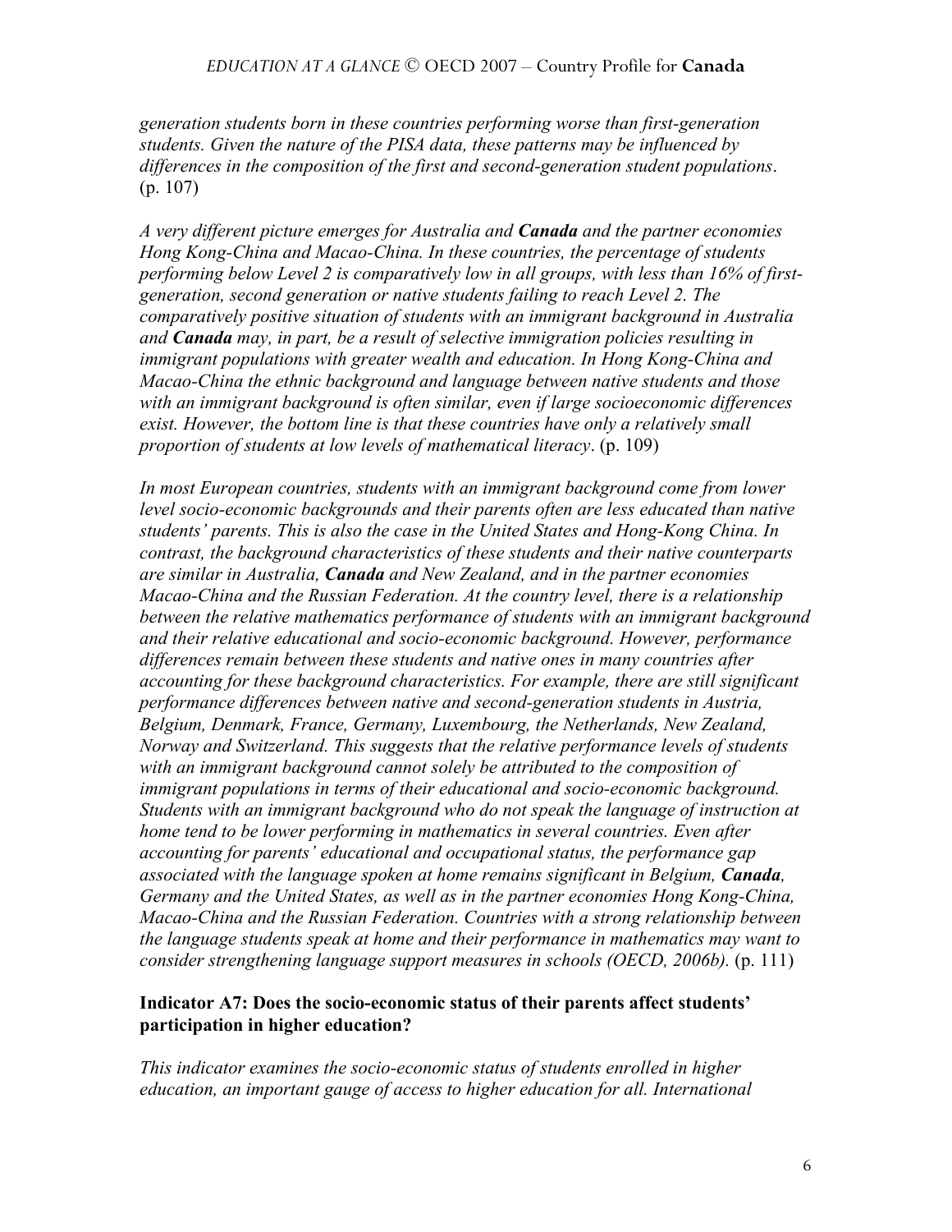*generation students born in these countries performing worse than first-generation students. Given the nature of the PISA data, these patterns may be influenced by differences in the composition of the first and second-generation student populations*. (p. 107)

*A very different picture emerges for Australia and **Canada** and the partner economies Hong Kong-China and Macao-China. In these countries, the percentage of students performing below Level 2 is comparatively low in all groups, with less than 16% of first-generation, second generation or native students failing to reach Level 2. The comparatively positive situation of students with an immigrant background in Australia and **Canada** may, in part, be a result of selective immigration policies resulting in immigrant populations with greater wealth and education. In Hong Kong-China and Macao-China the ethnic background and language between native students and those with an immigrant background is often similar, even if large socioeconomic differences exist. However, the bottom line is that these countries have only a relatively small proportion of students at low levels of mathematical literacy*. (p. 109)

*In most European countries, students with an immigrant background come from lower level socio-economic backgrounds and their parents often are less educated than native students' parents. This is also the case in the United States and Hong-Kong China. In contrast, the background characteristics of these students and their native counterparts are similar in Australia, **Canada** and New Zealand, and in the partner economies Macao-China and the Russian Federation. At the country level, there is a relationship between the relative mathematics performance of students with an immigrant background and their relative educational and socio-economic background. However, performance differences remain between these students and native ones in many countries after accounting for these background characteristics. For example, there are still significant performance differences between native and second-generation students in Austria, Belgium, Denmark, France, Germany, Luxembourg, the Netherlands, New Zealand, Norway and Switzerland. This suggests that the relative performance levels of students with an immigrant background cannot solely be attributed to the composition of immigrant populations in terms of their educational and socio-economic background. Students with an immigrant background who do not speak the language of instruction at home tend to be lower performing in mathematics in several countries. Even after accounting for parents' educational and occupational status, the performance gap associated with the language spoken at home remains significant in Belgium, **Canada**, Germany and the United States, as well as in the partner economies Hong Kong-China, Macao-China and the Russian Federation. Countries with a strong relationship between the language students speak at home and their performance in mathematics may want to consider strengthening language support measures in schools (OECD, 2006b).* (p. 111)

### Indicator A7: Does the socio-economic status of their parents affect students' participation in higher education?

*This indicator examines the socio-economic status of students enrolled in higher education, an important gauge of access to higher education for all. International*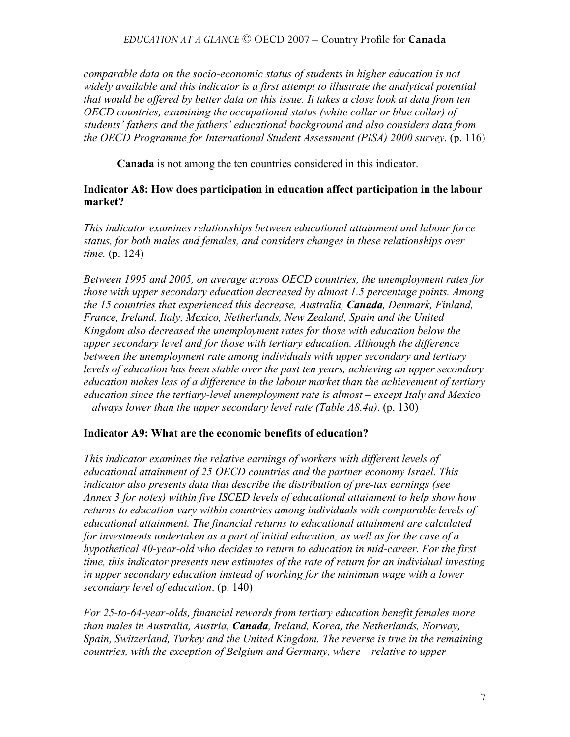*comparable data on the socio-economic status of students in higher education is not widely available and this indicator is a first attempt to illustrate the analytical potential that would be offered by better data on this issue. It takes a close look at data from ten OECD countries, examining the occupational status (white collar or blue collar) of students' fathers and the fathers' educational background and also considers data from the OECD Programme for International Student Assessment (PISA) 2000 survey.* (p. 116)

**Canada** is not among the ten countries considered in this indicator.

### Indicator A8: How does participation in education affect participation in the labour market?

*This indicator examines relationships between educational attainment and labour force status, for both males and females, and considers changes in these relationships over time.* (p. 124)

*Between 1995 and 2005, on average across OECD countries, the unemployment rates for those with upper secondary education decreased by almost 1.5 percentage points. Among the 15 countries that experienced this decrease, Australia, **Canada**, Denmark, Finland, France, Ireland, Italy, Mexico, Netherlands, New Zealand, Spain and the United Kingdom also decreased the unemployment rates for those with education below the upper secondary level and for those with tertiary education. Although the difference between the unemployment rate among individuals with upper secondary and tertiary levels of education has been stable over the past ten years, achieving an upper secondary education makes less of a difference in the labour market than the achievement of tertiary education since the tertiary-level unemployment rate is almost – except Italy and Mexico – always lower than the upper secondary level rate (Table A8.4a)*. (p. 130)

### Indicator A9: What are the economic benefits of education?

*This indicator examines the relative earnings of workers with different levels of educational attainment of 25 OECD countries and the partner economy Israel. This indicator also presents data that describe the distribution of pre-tax earnings (see Annex 3 for notes) within five ISCED levels of educational attainment to help show how returns to education vary within countries among individuals with comparable levels of educational attainment. The financial returns to educational attainment are calculated for investments undertaken as a part of initial education, as well as for the case of a hypothetical 40-year-old who decides to return to education in mid-career. For the first time, this indicator presents new estimates of the rate of return for an individual investing in upper secondary education instead of working for the minimum wage with a lower secondary level of education*. (p. 140)

*For 25-to-64-year-olds, financial rewards from tertiary education benefit females more than males in Australia, Austria, **Canada**, Ireland, Korea, the Netherlands, Norway, Spain, Switzerland, Turkey and the United Kingdom. The reverse is true in the remaining countries, with the exception of Belgium and Germany, where – relative to upper*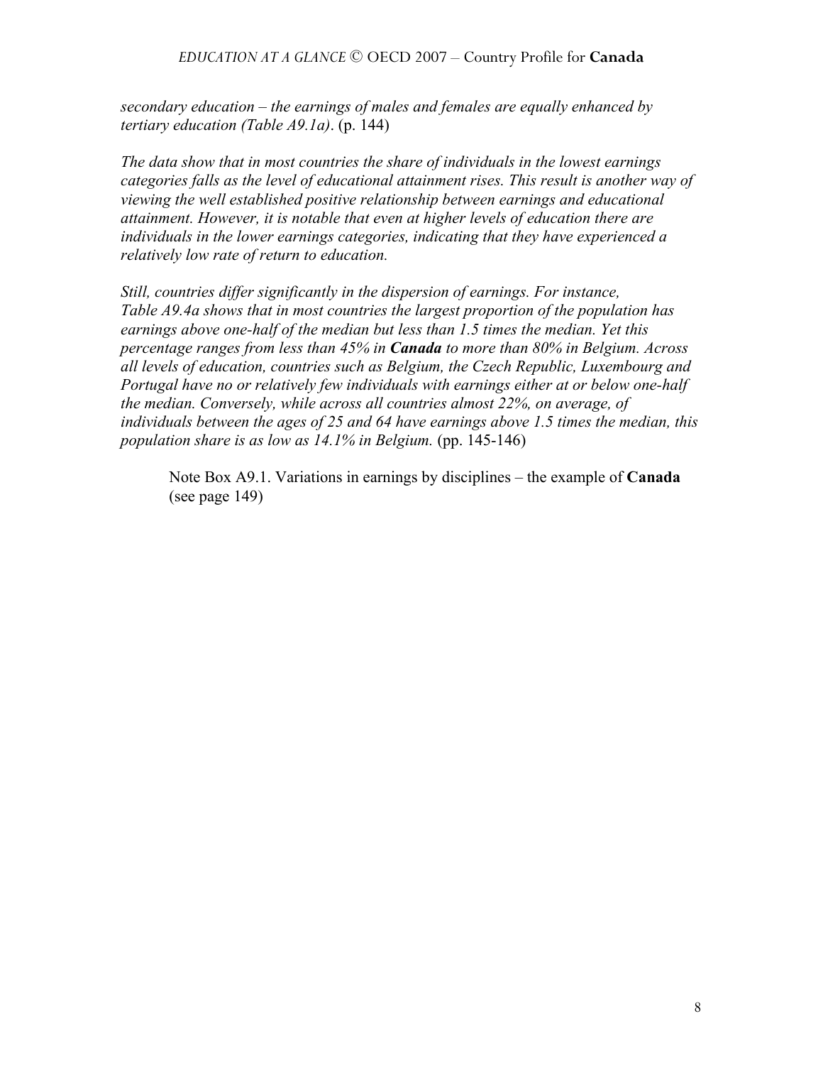*secondary education – the earnings of males and females are equally enhanced by tertiary education (Table A9.1a)*. (p. 144)

*The data show that in most countries the share of individuals in the lowest earnings categories falls as the level of educational attainment rises. This result is another way of viewing the well established positive relationship between earnings and educational attainment. However, it is notable that even at higher levels of education there are individuals in the lower earnings categories, indicating that they have experienced a relatively low rate of return to education.*

*Still, countries differ significantly in the dispersion of earnings. For instance, Table A9.4a shows that in most countries the largest proportion of the population has earnings above one-half of the median but less than 1.5 times the median. Yet this percentage ranges from less than 45% in* ***Canada*** *to more than 80% in Belgium. Across all levels of education, countries such as Belgium, the Czech Republic, Luxembourg and Portugal have no or relatively few individuals with earnings either at or below one-half the median. Conversely, while across all countries almost 22%, on average, of individuals between the ages of 25 and 64 have earnings above 1.5 times the median, this population share is as low as 14.1% in Belgium.* (pp. 145-146)

> Note Box A9.1. Variations in earnings by disciplines – the example of **Canada** (see page 149)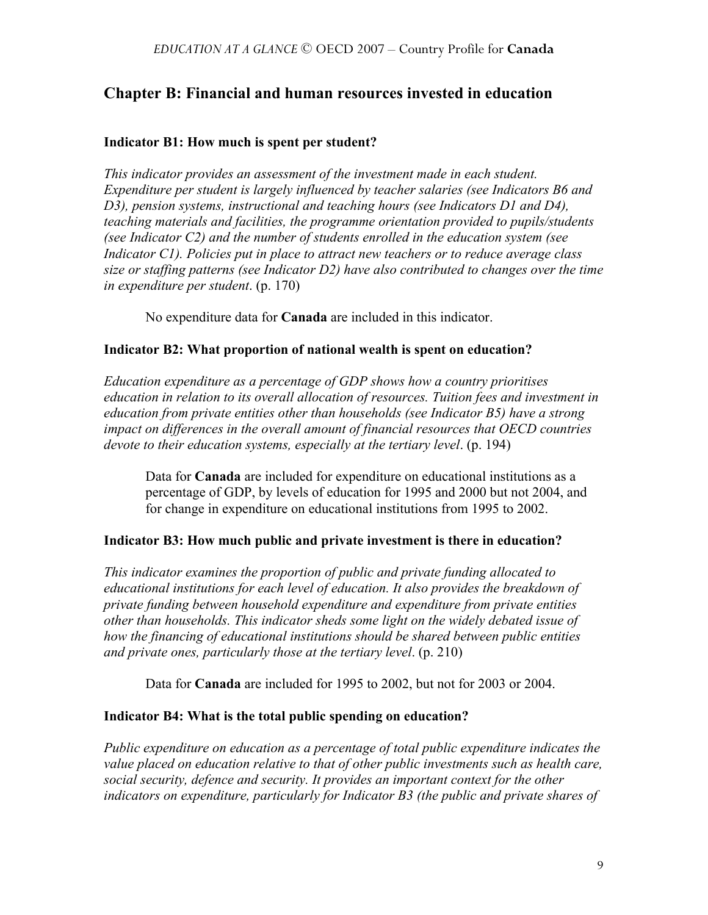## Chapter B: Financial and human resources invested in education

### Indicator B1: How much is spent per student?

*This indicator provides an assessment of the investment made in each student. Expenditure per student is largely influenced by teacher salaries (see Indicators B6 and D3), pension systems, instructional and teaching hours (see Indicators D1 and D4), teaching materials and facilities, the programme orientation provided to pupils/students (see Indicator C2) and the number of students enrolled in the education system (see Indicator C1). Policies put in place to attract new teachers or to reduce average class size or staffing patterns (see Indicator D2) have also contributed to changes over the time in expenditure per student*. (p. 170)

No expenditure data for **Canada** are included in this indicator.

### Indicator B2: What proportion of national wealth is spent on education?

*Education expenditure as a percentage of GDP shows how a country prioritises education in relation to its overall allocation of resources. Tuition fees and investment in education from private entities other than households (see Indicator B5) have a strong impact on differences in the overall amount of financial resources that OECD countries devote to their education systems, especially at the tertiary level*. (p. 194)

Data for **Canada** are included for expenditure on educational institutions as a percentage of GDP, by levels of education for 1995 and 2000 but not 2004, and for change in expenditure on educational institutions from 1995 to 2002.

### Indicator B3: How much public and private investment is there in education?

*This indicator examines the proportion of public and private funding allocated to educational institutions for each level of education. It also provides the breakdown of private funding between household expenditure and expenditure from private entities other than households. This indicator sheds some light on the widely debated issue of how the financing of educational institutions should be shared between public entities and private ones, particularly those at the tertiary level*. (p. 210)

Data for **Canada** are included for 1995 to 2002, but not for 2003 or 2004.

### Indicator B4: What is the total public spending on education?

*Public expenditure on education as a percentage of total public expenditure indicates the value placed on education relative to that of other public investments such as health care, social security, defence and security. It provides an important context for the other indicators on expenditure, particularly for Indicator B3 (the public and private shares of*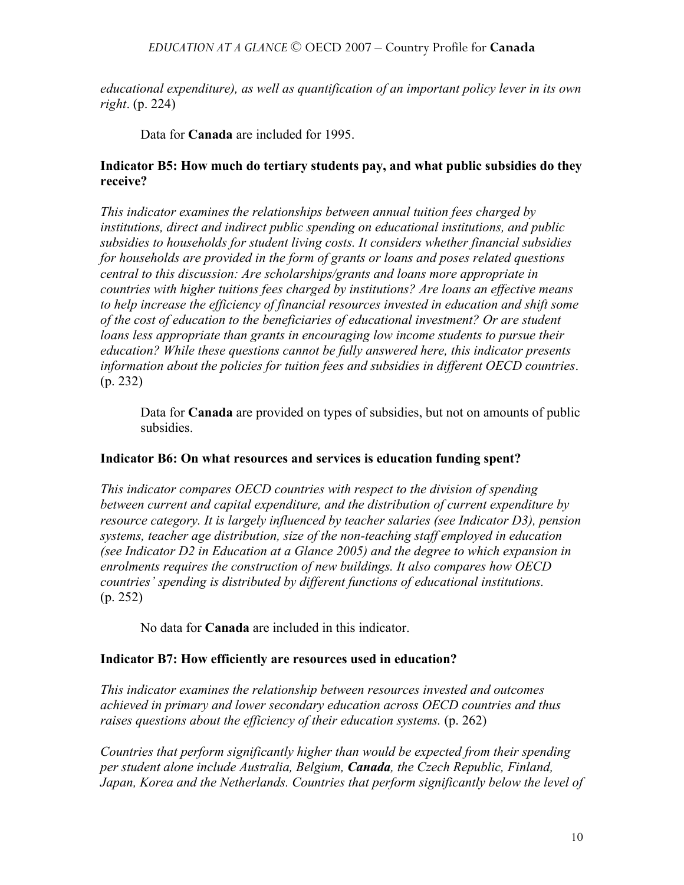*educational expenditure), as well as quantification of an important policy lever in its own right*. (p. 224)

> Data for **Canada** are included for 1995.

### Indicator B5: How much do tertiary students pay, and what public subsidies do they receive?

*This indicator examines the relationships between annual tuition fees charged by institutions, direct and indirect public spending on educational institutions, and public subsidies to households for student living costs. It considers whether financial subsidies for households are provided in the form of grants or loans and poses related questions central to this discussion: Are scholarships/grants and loans more appropriate in countries with higher tuitions fees charged by institutions? Are loans an effective means to help increase the efficiency of financial resources invested in education and shift some of the cost of education to the beneficiaries of educational investment? Or are student loans less appropriate than grants in encouraging low income students to pursue their education? While these questions cannot be fully answered here, this indicator presents information about the policies for tuition fees and subsidies in different OECD countries*. (p. 232)

> Data for **Canada** are provided on types of subsidies, but not on amounts of public subsidies.

### Indicator B6: On what resources and services is education funding spent?

*This indicator compares OECD countries with respect to the division of spending between current and capital expenditure, and the distribution of current expenditure by resource category. It is largely influenced by teacher salaries (see Indicator D3), pension systems, teacher age distribution, size of the non-teaching staff employed in education (see Indicator D2 in Education at a Glance 2005) and the degree to which expansion in enrolments requires the construction of new buildings. It also compares how OECD countries' spending is distributed by different functions of educational institutions.* (p. 252)

> No data for **Canada** are included in this indicator.

### Indicator B7: How efficiently are resources used in education?

*This indicator examines the relationship between resources invested and outcomes achieved in primary and lower secondary education across OECD countries and thus raises questions about the efficiency of their education systems.* (p. 262)

*Countries that perform significantly higher than would be expected from their spending per student alone include Australia, Belgium, **Canada**, the Czech Republic, Finland, Japan, Korea and the Netherlands. Countries that perform significantly below the level of*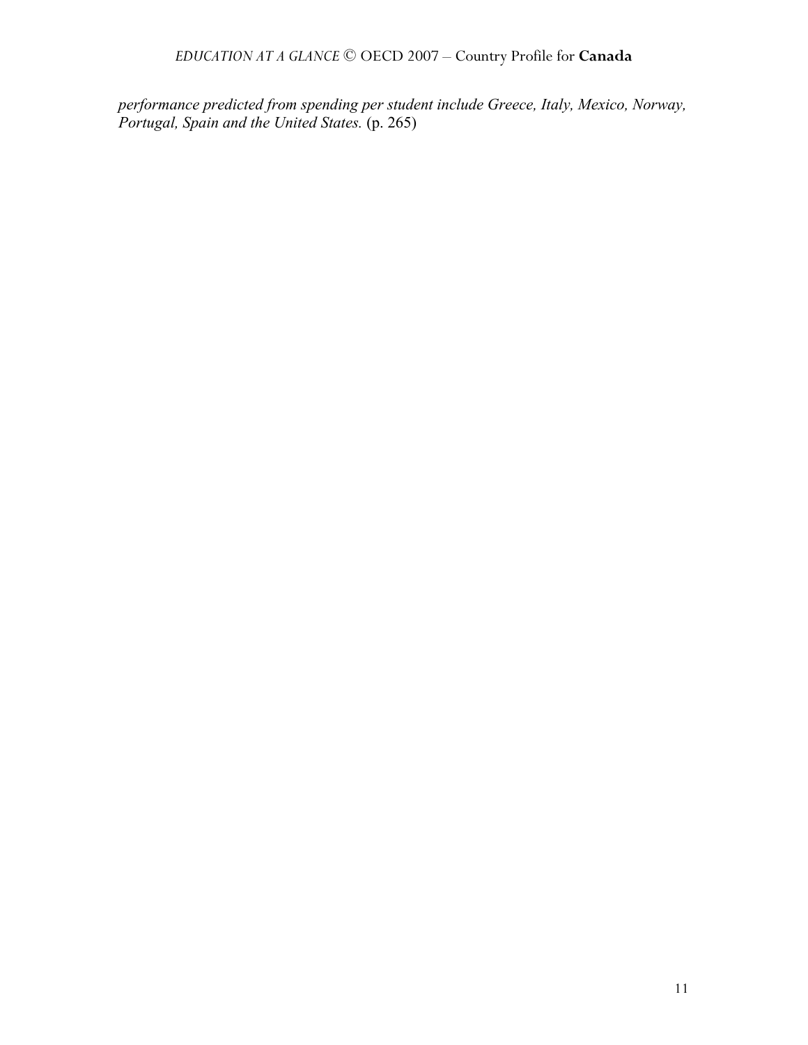*performance predicted from spending per student include Greece, Italy, Mexico, Norway, Portugal, Spain and the United States.* (p. 265)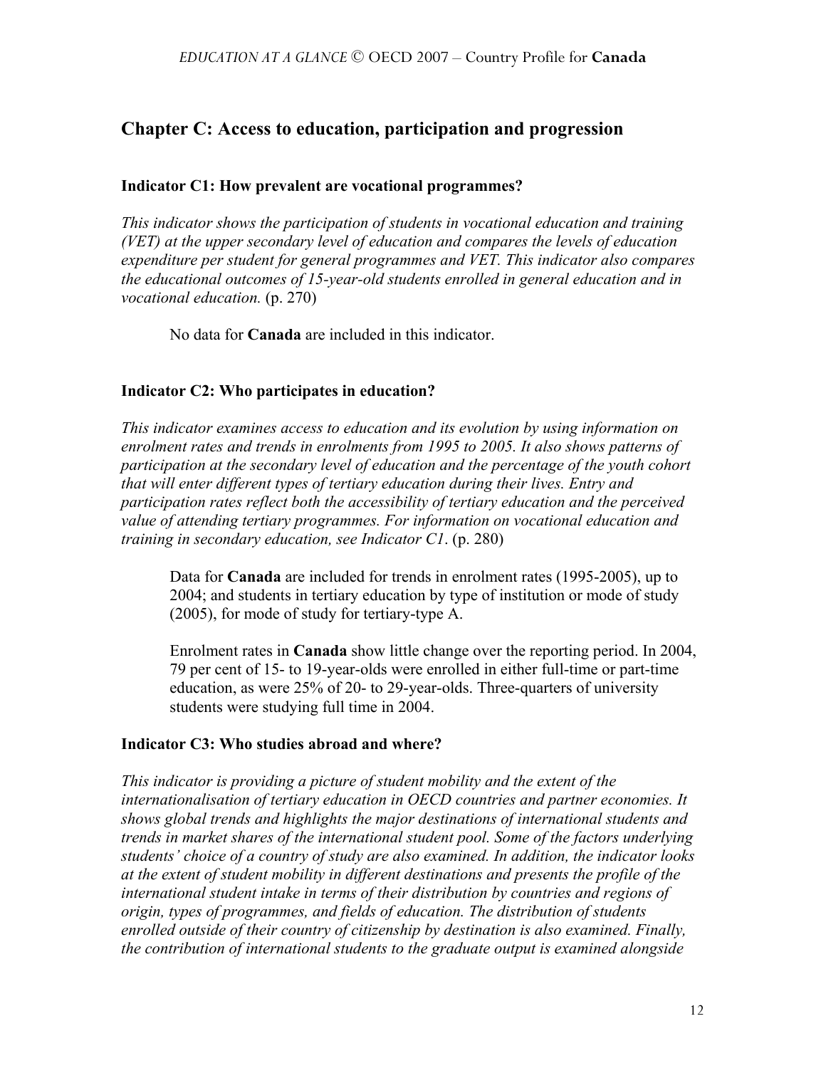## Chapter C: Access to education, participation and progression

### Indicator C1: How prevalent are vocational programmes?

*This indicator shows the participation of students in vocational education and training (VET) at the upper secondary level of education and compares the levels of education expenditure per student for general programmes and VET. This indicator also compares the educational outcomes of 15-year-old students enrolled in general education and in vocational education.* (p. 270)

> No data for **Canada** are included in this indicator.

### Indicator C2: Who participates in education?

*This indicator examines access to education and its evolution by using information on enrolment rates and trends in enrolments from 1995 to 2005. It also shows patterns of participation at the secondary level of education and the percentage of the youth cohort that will enter different types of tertiary education during their lives. Entry and participation rates reflect both the accessibility of tertiary education and the perceived value of attending tertiary programmes. For information on vocational education and training in secondary education, see Indicator C1*. (p. 280)

> Data for **Canada** are included for trends in enrolment rates (1995-2005), up to 2004; and students in tertiary education by type of institution or mode of study (2005), for mode of study for tertiary-type A.
>
> Enrolment rates in **Canada** show little change over the reporting period. In 2004, 79 per cent of 15- to 19-year-olds were enrolled in either full-time or part-time education, as were 25% of 20- to 29-year-olds. Three-quarters of university students were studying full time in 2004.

### Indicator C3: Who studies abroad and where?

*This indicator is providing a picture of student mobility and the extent of the internationalisation of tertiary education in OECD countries and partner economies. It shows global trends and highlights the major destinations of international students and trends in market shares of the international student pool. Some of the factors underlying students' choice of a country of study are also examined. In addition, the indicator looks at the extent of student mobility in different destinations and presents the profile of the international student intake in terms of their distribution by countries and regions of origin, types of programmes, and fields of education. The distribution of students enrolled outside of their country of citizenship by destination is also examined. Finally, the contribution of international students to the graduate output is examined alongside*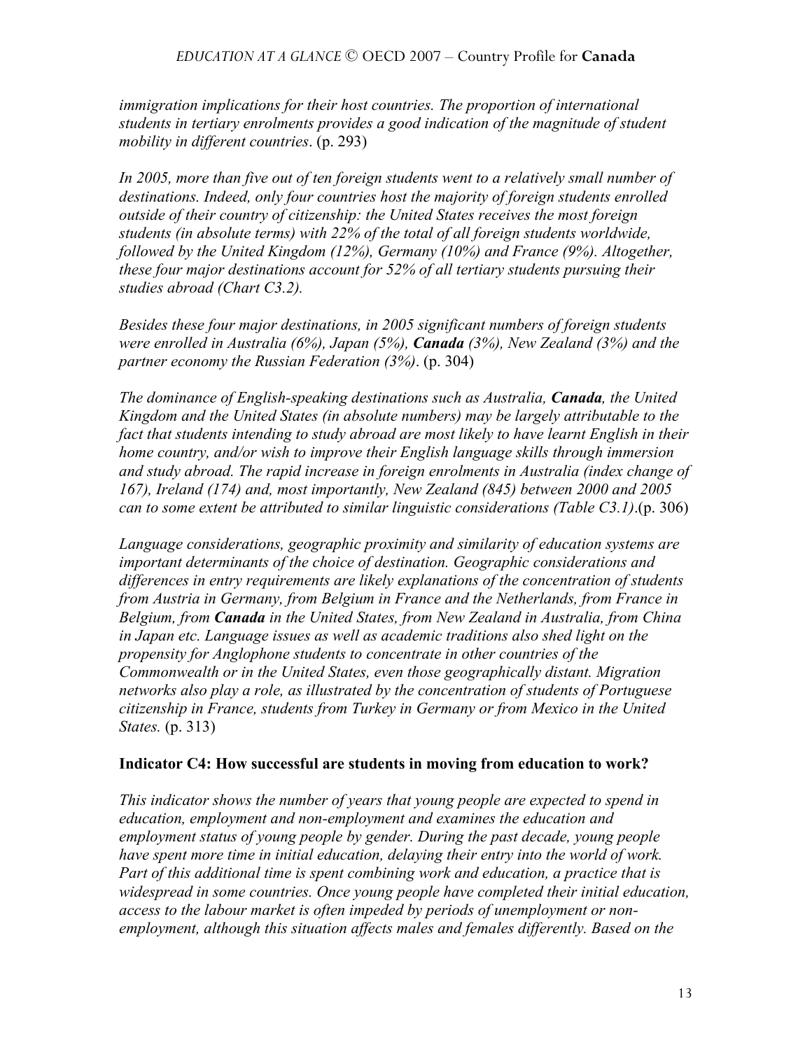*immigration implications for their host countries. The proportion of international students in tertiary enrolments provides a good indication of the magnitude of student mobility in different countries*. (p. 293)

*In 2005, more than five out of ten foreign students went to a relatively small number of destinations. Indeed, only four countries host the majority of foreign students enrolled outside of their country of citizenship: the United States receives the most foreign students (in absolute terms) with 22% of the total of all foreign students worldwide, followed by the United Kingdom (12%), Germany (10%) and France (9%). Altogether, these four major destinations account for 52% of all tertiary students pursuing their studies abroad (Chart C3.2).*

*Besides these four major destinations, in 2005 significant numbers of foreign students were enrolled in Australia (6%), Japan (5%), **Canada** (3%), New Zealand (3%) and the partner economy the Russian Federation (3%)*. (p. 304)

*The dominance of English-speaking destinations such as Australia, **Canada**, the United Kingdom and the United States (in absolute numbers) may be largely attributable to the fact that students intending to study abroad are most likely to have learnt English in their home country, and/or wish to improve their English language skills through immersion and study abroad. The rapid increase in foreign enrolments in Australia (index change of 167), Ireland (174) and, most importantly, New Zealand (845) between 2000 and 2005 can to some extent be attributed to similar linguistic considerations (Table C3.1)*.(p. 306)

*Language considerations, geographic proximity and similarity of education systems are important determinants of the choice of destination. Geographic considerations and differences in entry requirements are likely explanations of the concentration of students from Austria in Germany, from Belgium in France and the Netherlands, from France in Belgium, from **Canada** in the United States, from New Zealand in Australia, from China in Japan etc. Language issues as well as academic traditions also shed light on the propensity for Anglophone students to concentrate in other countries of the Commonwealth or in the United States, even those geographically distant. Migration networks also play a role, as illustrated by the concentration of students of Portuguese citizenship in France, students from Turkey in Germany or from Mexico in the United States.* (p. 313)

### Indicator C4: How successful are students in moving from education to work?

*This indicator shows the number of years that young people are expected to spend in education, employment and non-employment and examines the education and employment status of young people by gender. During the past decade, young people have spent more time in initial education, delaying their entry into the world of work. Part of this additional time is spent combining work and education, a practice that is widespread in some countries. Once young people have completed their initial education, access to the labour market is often impeded by periods of unemployment or non-employment, although this situation affects males and females differently. Based on the*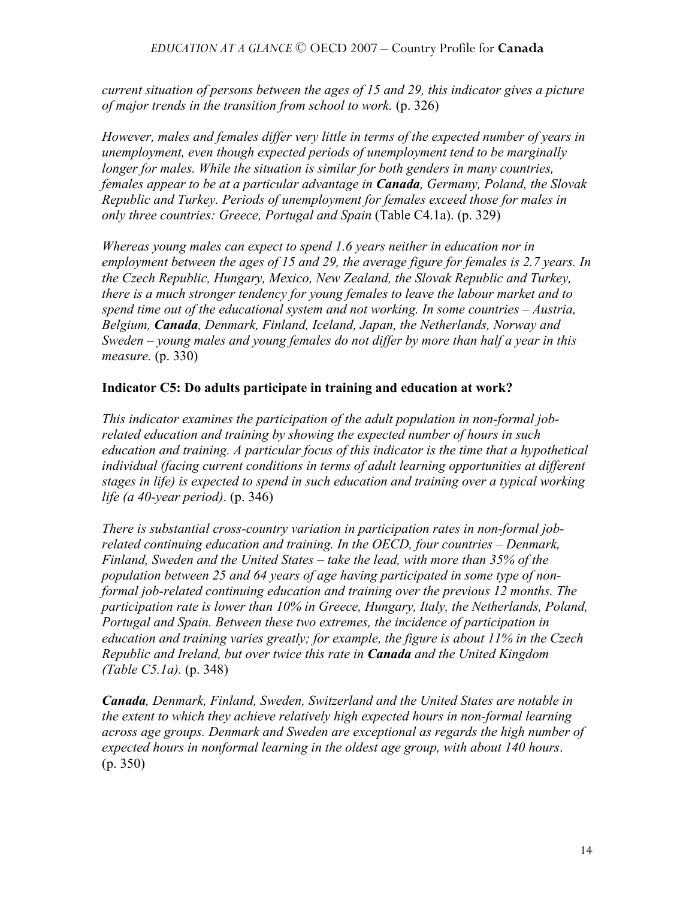*current situation of persons between the ages of 15 and 29, this indicator gives a picture of major trends in the transition from school to work.* (p. 326)

*However, males and females differ very little in terms of the expected number of years in unemployment, even though expected periods of unemployment tend to be marginally longer for males. While the situation is similar for both genders in many countries, females appear to be at a particular advantage in **Canada**, Germany, Poland, the Slovak Republic and Turkey. Periods of unemployment for females exceed those for males in only three countries: Greece, Portugal and Spain* (Table C4.1a). (p. 329)

*Whereas young males can expect to spend 1.6 years neither in education nor in employment between the ages of 15 and 29, the average figure for females is 2.7 years. In the Czech Republic, Hungary, Mexico, New Zealand, the Slovak Republic and Turkey, there is a much stronger tendency for young females to leave the labour market and to spend time out of the educational system and not working. In some countries – Austria, Belgium, **Canada**, Denmark, Finland, Iceland, Japan, the Netherlands, Norway and Sweden – young males and young females do not differ by more than half a year in this measure.* (p. 330)

### Indicator C5: Do adults participate in training and education at work?

*This indicator examines the participation of the adult population in non-formal job-related education and training by showing the expected number of hours in such education and training. A particular focus of this indicator is the time that a hypothetical individual (facing current conditions in terms of adult learning opportunities at different stages in life) is expected to spend in such education and training over a typical working life (a 40-year period)*. (p. 346)

*There is substantial cross-country variation in participation rates in non-formal job-related continuing education and training. In the OECD, four countries – Denmark, Finland, Sweden and the United States – take the lead, with more than 35% of the population between 25 and 64 years of age having participated in some type of non-formal job-related continuing education and training over the previous 12 months. The participation rate is lower than 10% in Greece, Hungary, Italy, the Netherlands, Poland, Portugal and Spain. Between these two extremes, the incidence of participation in education and training varies greatly; for example, the figure is about 11% in the Czech Republic and Ireland, but over twice this rate in **Canada** and the United Kingdom (Table C5.1a).* (p. 348)

***Canada**, Denmark, Finland, Sweden, Switzerland and the United States are notable in the extent to which they achieve relatively high expected hours in non-formal learning across age groups. Denmark and Sweden are exceptional as regards the high number of expected hours in nonformal learning in the oldest age group, with about 140 hours*. (p. 350)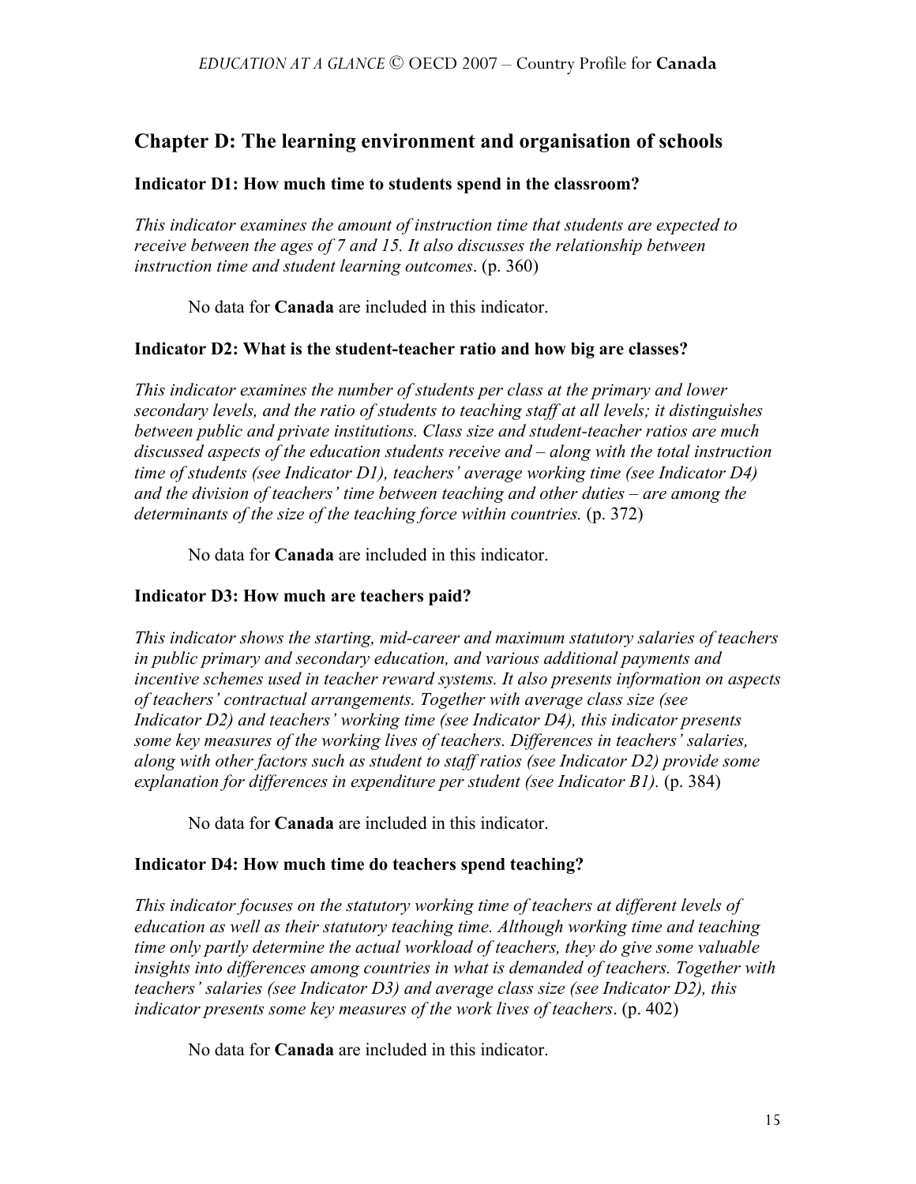## Chapter D: The learning environment and organisation of schools

### Indicator D1: How much time to students spend in the classroom?

*This indicator examines the amount of instruction time that students are expected to receive between the ages of 7 and 15. It also discusses the relationship between instruction time and student learning outcomes*. (p. 360)

No data for **Canada** are included in this indicator.

### Indicator D2: What is the student-teacher ratio and how big are classes?

*This indicator examines the number of students per class at the primary and lower secondary levels, and the ratio of students to teaching staff at all levels; it distinguishes between public and private institutions. Class size and student-teacher ratios are much discussed aspects of the education students receive and – along with the total instruction time of students (see Indicator D1), teachers' average working time (see Indicator D4) and the division of teachers' time between teaching and other duties – are among the determinants of the size of the teaching force within countries.* (p. 372)

No data for **Canada** are included in this indicator.

### Indicator D3: How much are teachers paid?

*This indicator shows the starting, mid-career and maximum statutory salaries of teachers in public primary and secondary education, and various additional payments and incentive schemes used in teacher reward systems. It also presents information on aspects of teachers' contractual arrangements. Together with average class size (see Indicator D2) and teachers' working time (see Indicator D4), this indicator presents some key measures of the working lives of teachers. Differences in teachers' salaries, along with other factors such as student to staff ratios (see Indicator D2) provide some explanation for differences in expenditure per student (see Indicator B1).* (p. 384)

No data for **Canada** are included in this indicator.

### Indicator D4: How much time do teachers spend teaching?

*This indicator focuses on the statutory working time of teachers at different levels of education as well as their statutory teaching time. Although working time and teaching time only partly determine the actual workload of teachers, they do give some valuable insights into differences among countries in what is demanded of teachers. Together with teachers' salaries (see Indicator D3) and average class size (see Indicator D2), this indicator presents some key measures of the work lives of teachers*. (p. 402)

No data for **Canada** are included in this indicator.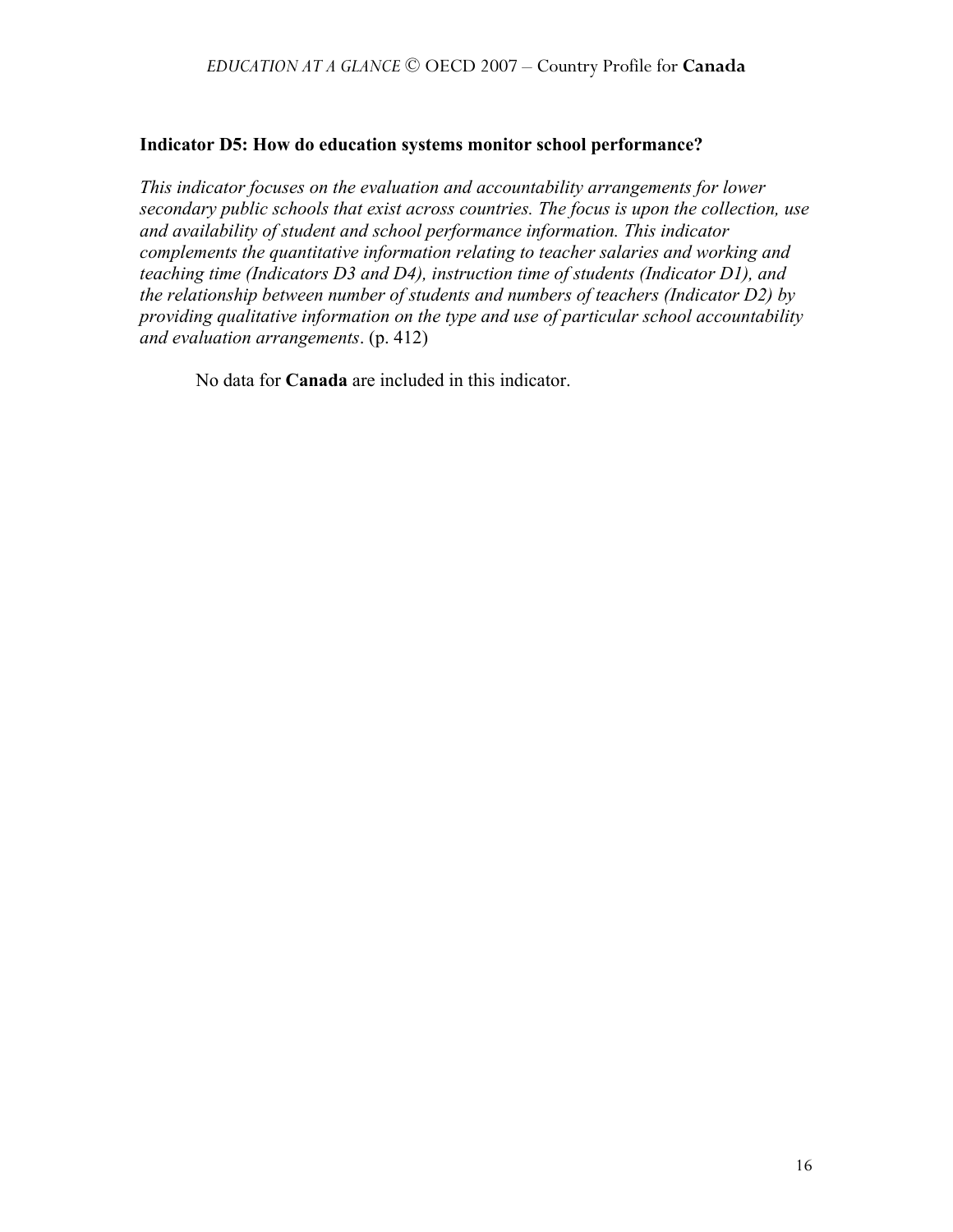### Indicator D5: How do education systems monitor school performance?

*This indicator focuses on the evaluation and accountability arrangements for lower secondary public schools that exist across countries. The focus is upon the collection, use and availability of student and school performance information. This indicator complements the quantitative information relating to teacher salaries and working and teaching time (Indicators D3 and D4), instruction time of students (Indicator D1), and the relationship between number of students and numbers of teachers (Indicator D2) by providing qualitative information on the type and use of particular school accountability and evaluation arrangements*. (p. 412)

No data for **Canada** are included in this indicator.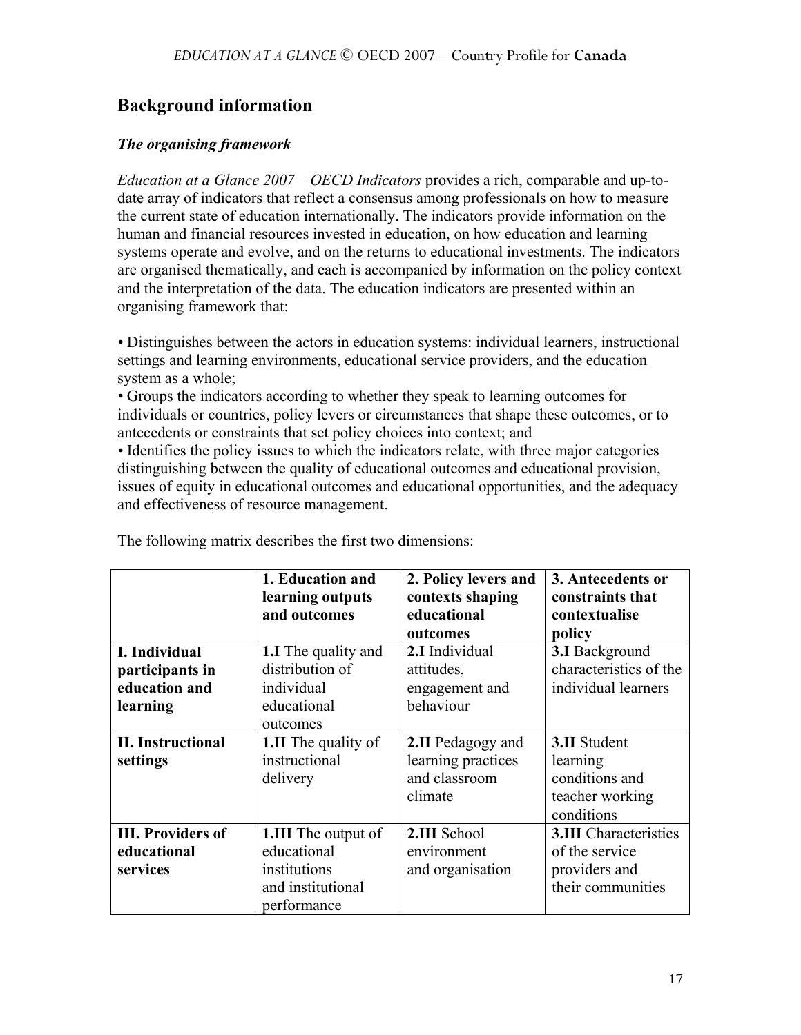## Background information

### *The organising framework*

*Education at a Glance 2007 – OECD Indicators* provides a rich, comparable and up-to-date array of indicators that reflect a consensus among professionals on how to measure the current state of education internationally. The indicators provide information on the human and financial resources invested in education, on how education and learning systems operate and evolve, and on the returns to educational investments. The indicators are organised thematically, and each is accompanied by information on the policy context and the interpretation of the data. The education indicators are presented within an organising framework that:

• Distinguishes between the actors in education systems: individual learners, instructional settings and learning environments, educational service providers, and the education system as a whole;
• Groups the indicators according to whether they speak to learning outcomes for individuals or countries, policy levers or circumstances that shape these outcomes, or to antecedents or constraints that set policy choices into context; and
• Identifies the policy issues to which the indicators relate, with three major categories distinguishing between the quality of educational outcomes and educational provision, issues of equity in educational outcomes and educational opportunities, and the adequacy and effectiveness of resource management.

The following matrix describes the first two dimensions:

| | **1. Education and learning outputs and outcomes** | **2. Policy levers and contexts shaping educational outcomes** | **3. Antecedents or constraints that contextualise policy** |
|---|---|---|---|
| **I. Individual participants in education and learning** | **1.I** The quality and distribution of individual educational outcomes | **2.I** Individual attitudes, engagement and behaviour | **3.I** Background characteristics of the individual learners |
| **II. Instructional settings** | **1.II** The quality of instructional delivery | **2.II** Pedagogy and learning practices and classroom climate | **3.II** Student learning conditions and teacher working conditions |
| **III. Providers of educational services** | **1.III** The output of educational institutions and institutional performance | **2.III** School environment and organisation | **3.III** Characteristics of the service providers and their communities |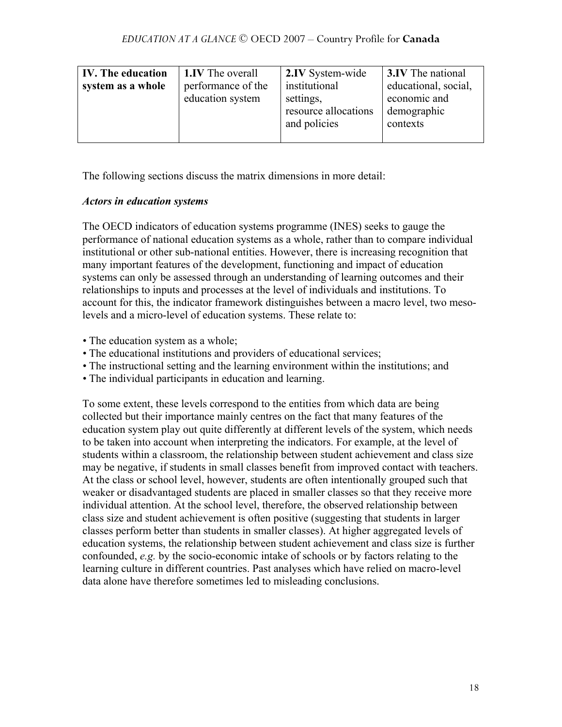| | | | |
|---|---|---|---|
| **IV. The education system as a whole** | **1.IV** The overall performance of the education system | **2.IV** System-wide institutional settings, resource allocations and policies | **3.IV** The national educational, social, economic and demographic contexts |

The following sections discuss the matrix dimensions in more detail:

***Actors in education systems***

The OECD indicators of education systems programme (INES) seeks to gauge the performance of national education systems as a whole, rather than to compare individual institutional or other sub-national entities. However, there is increasing recognition that many important features of the development, functioning and impact of education systems can only be assessed through an understanding of learning outcomes and their relationships to inputs and processes at the level of individuals and institutions. To account for this, the indicator framework distinguishes between a macro level, two meso-levels and a micro-level of education systems. These relate to:

- The education system as a whole;
- The educational institutions and providers of educational services;
- The instructional setting and the learning environment within the institutions; and
- The individual participants in education and learning.

To some extent, these levels correspond to the entities from which data are being collected but their importance mainly centres on the fact that many features of the education system play out quite differently at different levels of the system, which needs to be taken into account when interpreting the indicators. For example, at the level of students within a classroom, the relationship between student achievement and class size may be negative, if students in small classes benefit from improved contact with teachers. At the class or school level, however, students are often intentionally grouped such that weaker or disadvantaged students are placed in smaller classes so that they receive more individual attention. At the school level, therefore, the observed relationship between class size and student achievement is often positive (suggesting that students in larger classes perform better than students in smaller classes). At higher aggregated levels of education systems, the relationship between student achievement and class size is further confounded, *e.g.* by the socio-economic intake of schools or by factors relating to the learning culture in different countries. Past analyses which have relied on macro-level data alone have therefore sometimes led to misleading conclusions.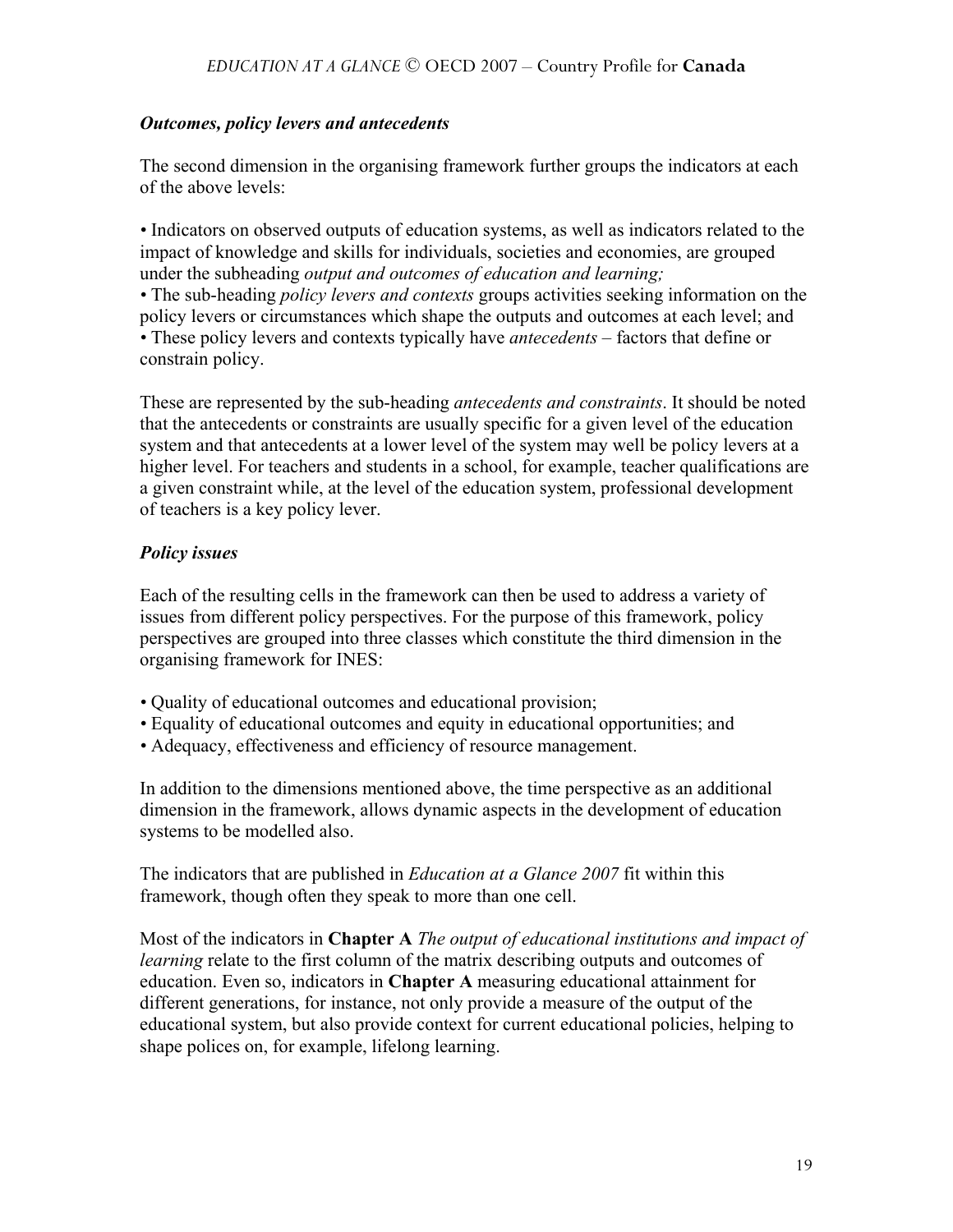### *Outcomes, policy levers and antecedents*

The second dimension in the organising framework further groups the indicators at each of the above levels:

- Indicators on observed outputs of education systems, as well as indicators related to the impact of knowledge and skills for individuals, societies and economies, are grouped under the subheading *output and outcomes of education and learning;*
- The sub-heading *policy levers and contexts* groups activities seeking information on the policy levers or circumstances which shape the outputs and outcomes at each level; and
- These policy levers and contexts typically have *antecedents* – factors that define or constrain policy.

These are represented by the sub-heading *antecedents and constraints*. It should be noted that the antecedents or constraints are usually specific for a given level of the education system and that antecedents at a lower level of the system may well be policy levers at a higher level. For teachers and students in a school, for example, teacher qualifications are a given constraint while, at the level of the education system, professional development of teachers is a key policy lever.

### *Policy issues*

Each of the resulting cells in the framework can then be used to address a variety of issues from different policy perspectives. For the purpose of this framework, policy perspectives are grouped into three classes which constitute the third dimension in the organising framework for INES:

- Quality of educational outcomes and educational provision;
- Equality of educational outcomes and equity in educational opportunities; and
- Adequacy, effectiveness and efficiency of resource management.

In addition to the dimensions mentioned above, the time perspective as an additional dimension in the framework, allows dynamic aspects in the development of education systems to be modelled also.

The indicators that are published in *Education at a Glance 2007* fit within this framework, though often they speak to more than one cell.

Most of the indicators in **Chapter A** *The output of educational institutions and impact of learning* relate to the first column of the matrix describing outputs and outcomes of education. Even so, indicators in **Chapter A** measuring educational attainment for different generations, for instance, not only provide a measure of the output of the educational system, but also provide context for current educational policies, helping to shape polices on, for example, lifelong learning.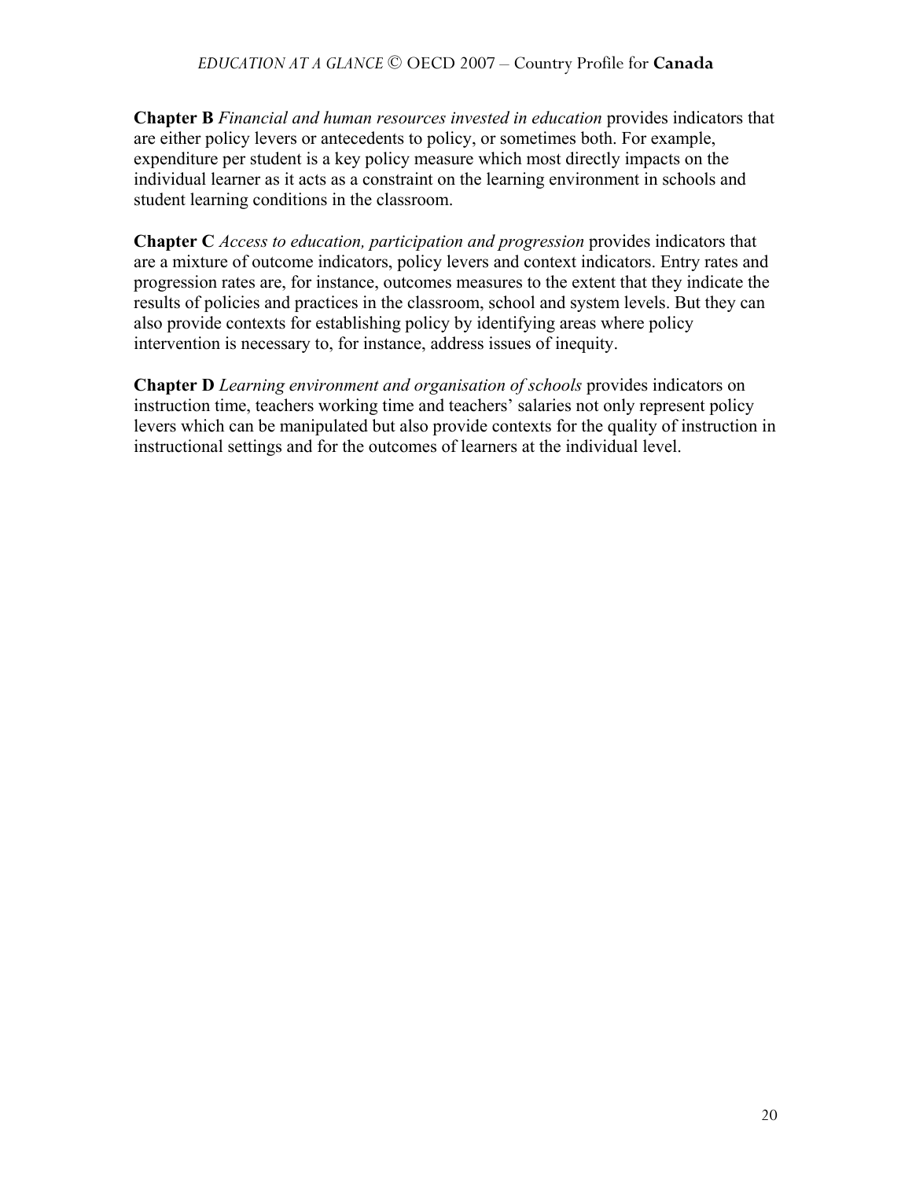**Chapter B** *Financial and human resources invested in education* provides indicators that are either policy levers or antecedents to policy, or sometimes both. For example, expenditure per student is a key policy measure which most directly impacts on the individual learner as it acts as a constraint on the learning environment in schools and student learning conditions in the classroom.

**Chapter C** *Access to education, participation and progression* provides indicators that are a mixture of outcome indicators, policy levers and context indicators. Entry rates and progression rates are, for instance, outcomes measures to the extent that they indicate the results of policies and practices in the classroom, school and system levels. But they can also provide contexts for establishing policy by identifying areas where policy intervention is necessary to, for instance, address issues of inequity.

**Chapter D** *Learning environment and organisation of schools* provides indicators on instruction time, teachers working time and teachers' salaries not only represent policy levers which can be manipulated but also provide contexts for the quality of instruction in instructional settings and for the outcomes of learners at the individual level.